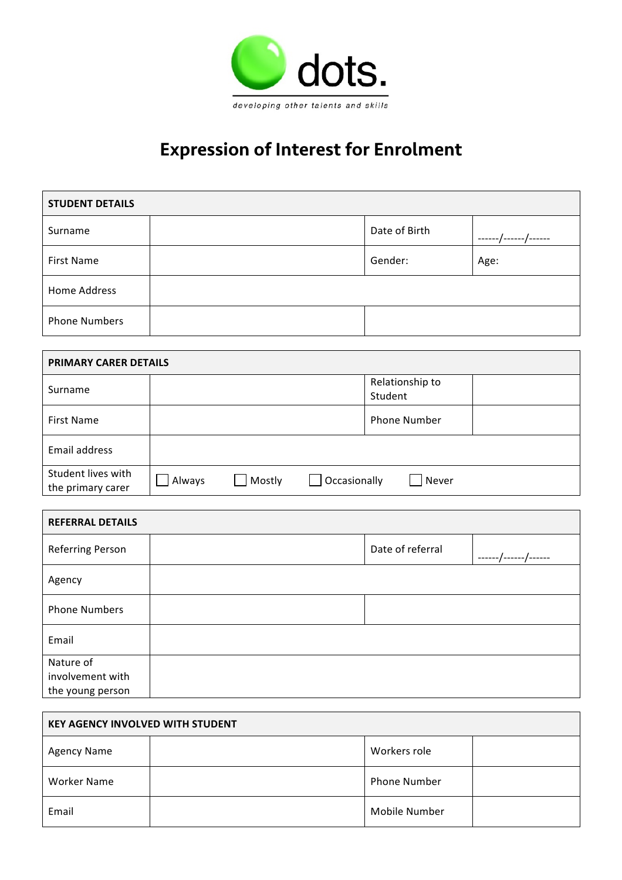dots.

*developing other talents and skills*

# Expression of Interest for Enrolment

| STUDENT DETAILS | | | |
|---|---|---|---|
| Surname | | Date of Birth | ------/------/------ |
| First Name | | Gender: | Age: |
| Home Address | | | |
| Phone Numbers | | | |

| PRIMARY CARER DETAILS | | | |
|---|---|---|---|
| Surname | | Relationship to Student | |
| First Name | | Phone Number | |
| Email address | | | |
| Student lives with the primary carer | ☐ Always ☐ Mostly ☐ Occasionally ☐ Never | | |

| REFERRAL DETAILS | | | |
|---|---|---|---|
| Referring Person | | Date of referral | ------/------/------ |
| Agency | | | |
| Phone Numbers | | | |
| Email | | | |
| Nature of involvement with the young person | | | |

| KEY AGENCY INVOLVED WITH STUDENT | | | |
|---|---|---|---|
| Agency Name | | Workers role | |
| Worker Name | | Phone Number | |
| Email | | Mobile Number | |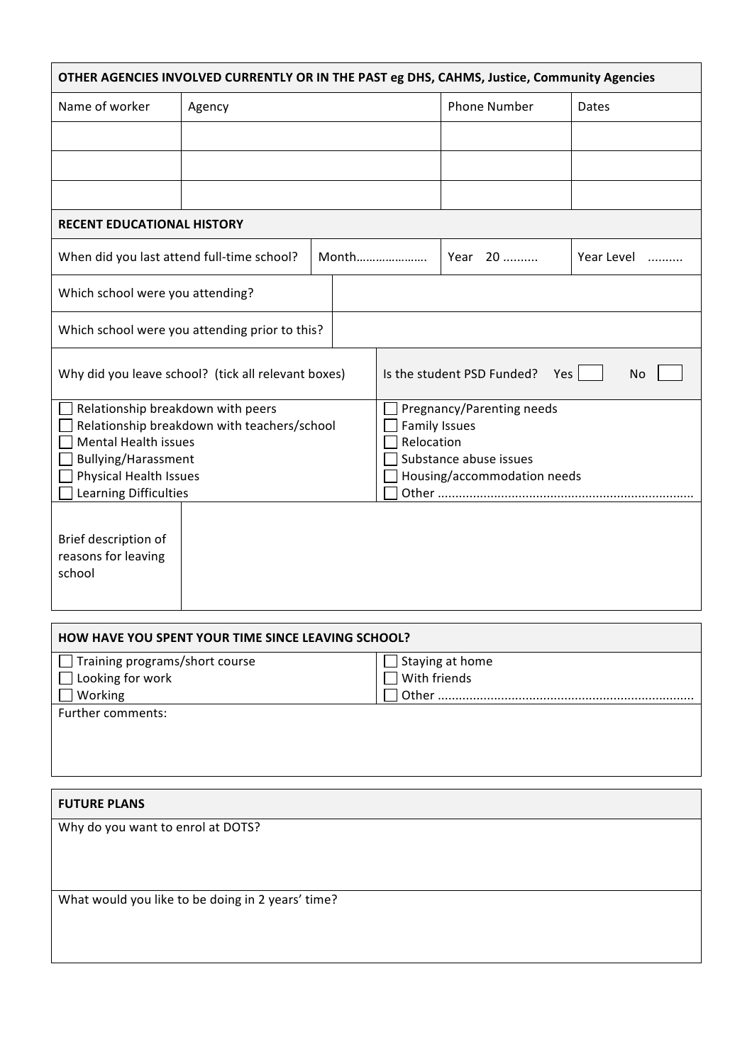## OTHER AGENCIES INVOLVED CURRENTLY OR IN THE PAST eg DHS, CAHMS, Justice, Community Agencies

| Name of worker | Agency | Phone Number | Dates |
|---|---|---|---|
| | | | |
| | | | |
| | | | |

## RECENT EDUCATIONAL HISTORY

| | | | |
|---|---|---|---|
| When did you last attend full-time school? | Month………………… | Year 20 .......... | Year Level .......... |

Which school were you attending?

Which school were you attending prior to this?

Why did you leave school? (tick all relevant boxes)

Is the student PSD Funded? Yes ☐ No ☐

- ☐ Relationship breakdown with peers
- ☐ Relationship breakdown with teachers/school
- ☐ Mental Health issues
- ☐ Bullying/Harassment
- ☐ Physical Health Issues
- ☐ Learning Difficulties
- ☐ Pregnancy/Parenting needs
- ☐ Family Issues
- ☐ Relocation
- ☐ Substance abuse issues
- ☐ Housing/accommodation needs
- ☐ Other ........................................................................

Brief description of reasons for leaving school

## HOW HAVE YOU SPENT YOUR TIME SINCE LEAVING SCHOOL?

- ☐ Training programs/short course
- ☐ Looking for work
- ☐ Working
- ☐ Staying at home
- ☐ With friends
- ☐ Other ........................................................................

Further comments:

## FUTURE PLANS

Why do you want to enrol at DOTS?

What would you like to be doing in 2 years' time?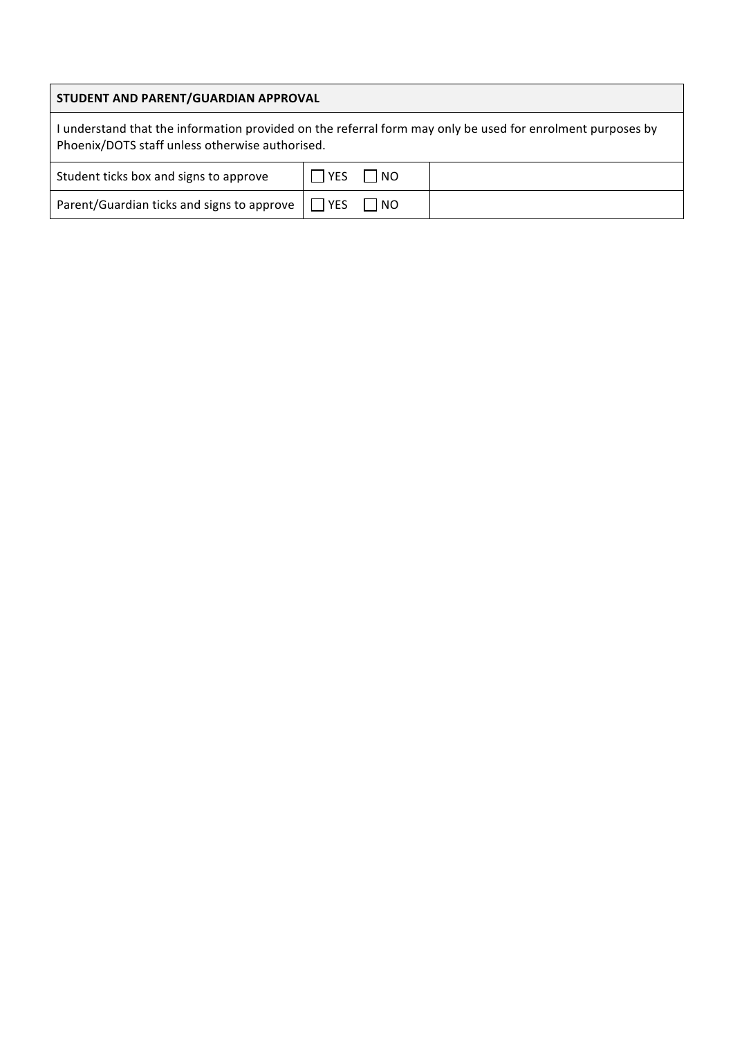| STUDENT AND PARENT/GUARDIAN APPROVAL | | |
|---|---|---|
| I understand that the information provided on the referral form may only be used for enrolment purposes by Phoenix/DOTS staff unless otherwise authorised. | | |
| Student ticks box and signs to approve | ☐ YES ☐ NO | |
| Parent/Guardian ticks and signs to approve | ☐ YES ☐ NO | |